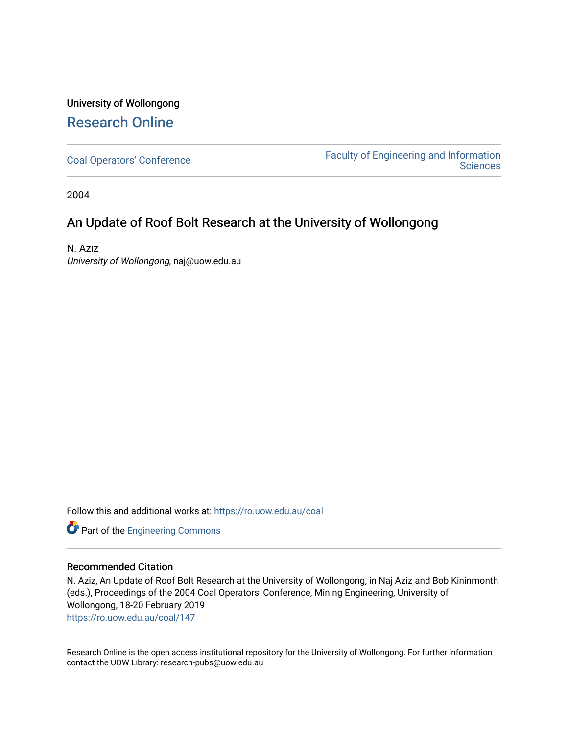University of Wollongong

# Research Online

Coal Operators' Conference

Faculty of Engineering and Information Sciences

2004

## An Update of Roof Bolt Research at the University of Wollongong

N. Aziz
*University of Wollongong*, naj@uow.edu.au

Follow this and additional works at: https://ro.uow.edu.au/coal

Part of the Engineering Commons

### Recommended Citation

N. Aziz, An Update of Roof Bolt Research at the University of Wollongong, in Naj Aziz and Bob Kininmonth (eds.), Proceedings of the 2004 Coal Operators' Conference, Mining Engineering, University of Wollongong, 18-20 February 2019
https://ro.uow.edu.au/coal/147

Research Online is the open access institutional repository for the University of Wollongong. For further information contact the UOW Library: research-pubs@uow.edu.au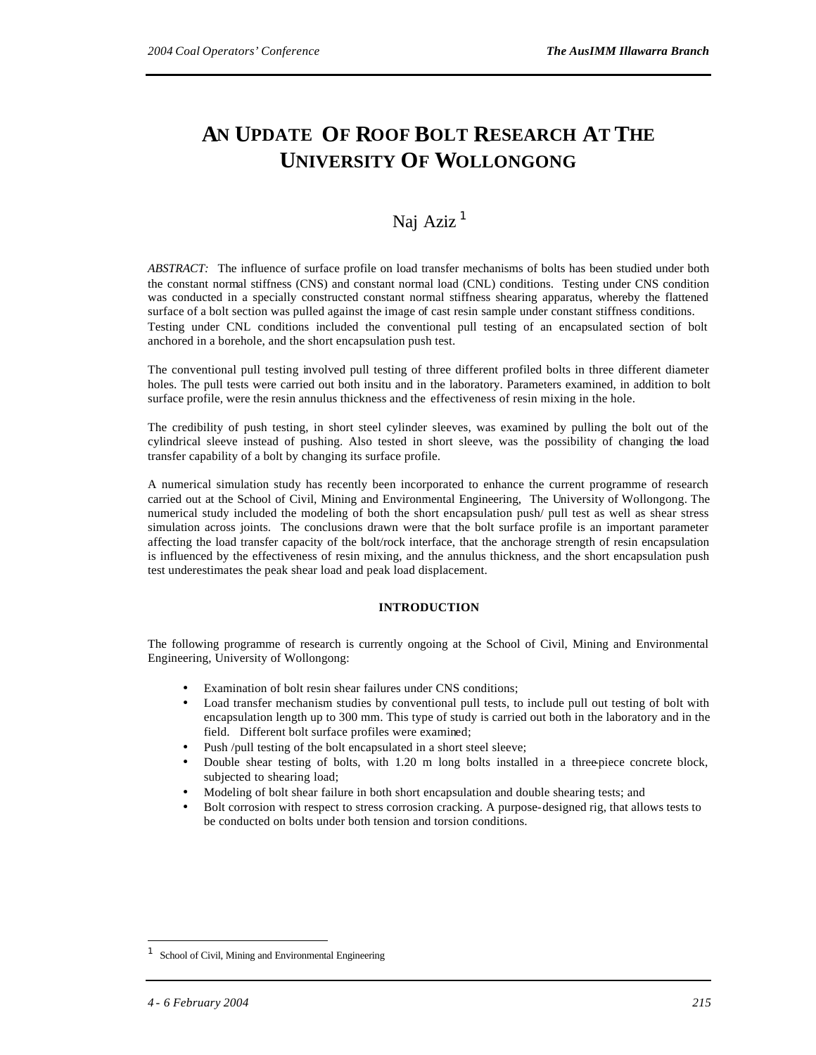# AN UPDATE OF ROOF BOLT RESEARCH AT THE UNIVERSITY OF WOLLONGONG

Naj Aziz [1]

*ABSTRACT:* The influence of surface profile on load transfer mechanisms of bolts has been studied under both the constant normal stiffness (CNS) and constant normal load (CNL) conditions. Testing under CNS condition was conducted in a specially constructed constant normal stiffness shearing apparatus, whereby the flattened surface of a bolt section was pulled against the image of cast resin sample under constant stiffness conditions. Testing under CNL conditions included the conventional pull testing of an encapsulated section of bolt anchored in a borehole, and the short encapsulation push test.

The conventional pull testing involved pull testing of three different profiled bolts in three different diameter holes. The pull tests were carried out both insitu and in the laboratory. Parameters examined, in addition to bolt surface profile, were the resin annulus thickness and the effectiveness of resin mixing in the hole.

The credibility of push testing, in short steel cylinder sleeves, was examined by pulling the bolt out of the cylindrical sleeve instead of pushing. Also tested in short sleeve, was the possibility of changing the load transfer capability of a bolt by changing its surface profile.

A numerical simulation study has recently been incorporated to enhance the current programme of research carried out at the School of Civil, Mining and Environmental Engineering, The University of Wollongong. The numerical study included the modeling of both the short encapsulation push/ pull test as well as shear stress simulation across joints. The conclusions drawn were that the bolt surface profile is an important parameter affecting the load transfer capacity of the bolt/rock interface, that the anchorage strength of resin encapsulation is influenced by the effectiveness of resin mixing, and the annulus thickness, and the short encapsulation push test underestimates the peak shear load and peak load displacement.

## INTRODUCTION

The following programme of research is currently ongoing at the School of Civil, Mining and Environmental Engineering, University of Wollongong:

- Examination of bolt resin shear failures under CNS conditions;
- Load transfer mechanism studies by conventional pull tests, to include pull out testing of bolt with encapsulation length up to 300 mm. This type of study is carried out both in the laboratory and in the field. Different bolt surface profiles were examined;
- Push /pull testing of the bolt encapsulated in a short steel sleeve;
- Double shear testing of bolts, with 1.20 m long bolts installed in a three-piece concrete block, subjected to shearing load;
- Modeling of bolt shear failure in both short encapsulation and double shearing tests; and
- Bolt corrosion with respect to stress corrosion cracking. A purpose-designed rig, that allows tests to be conducted on bolts under both tension and torsion conditions.

[1] School of Civil, Mining and Environmental Engineering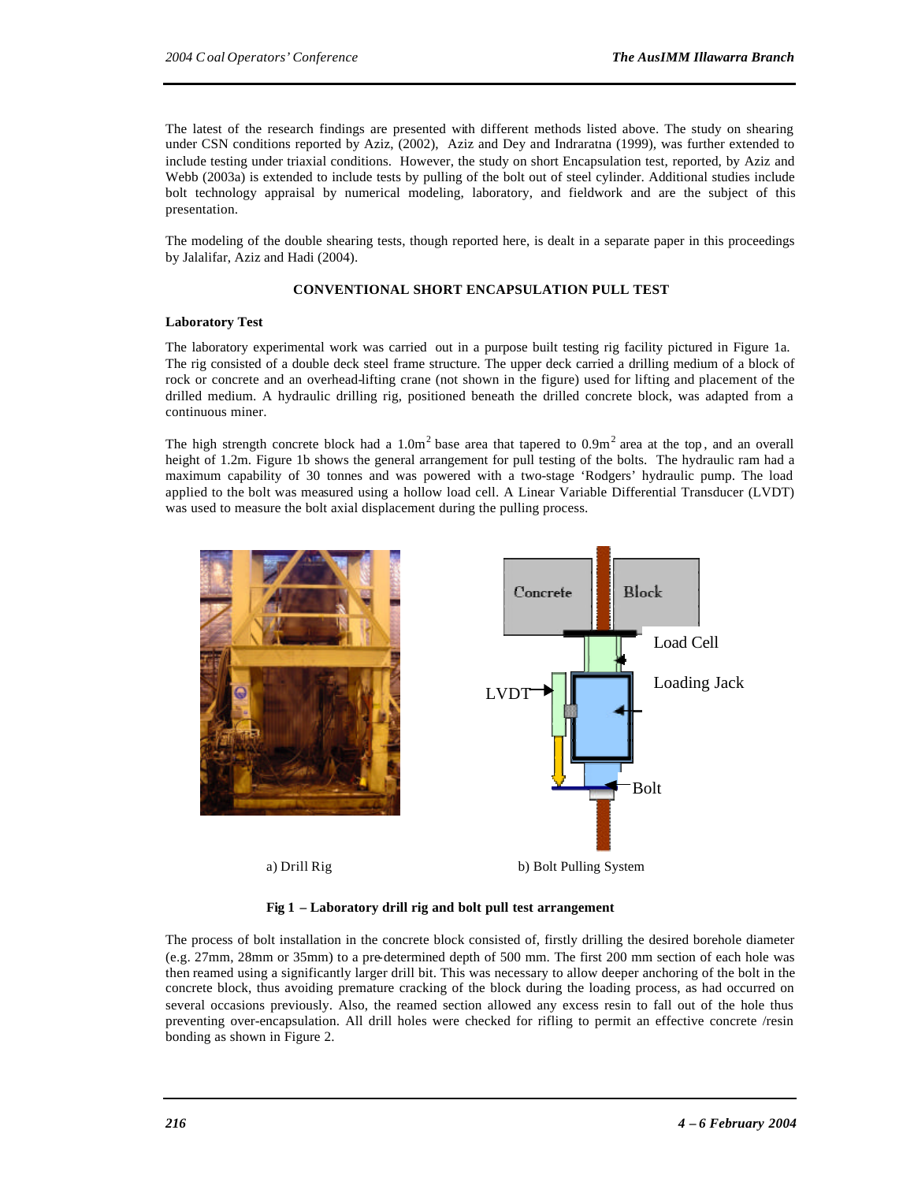The latest of the research findings are presented with different methods listed above. The study on shearing under CSN conditions reported by Aziz, (2002), Aziz and Dey and Indraratna (1999), was further extended to include testing under triaxial conditions. However, the study on short Encapsulation test, reported, by Aziz and Webb (2003a) is extended to include tests by pulling of the bolt out of steel cylinder. Additional studies include bolt technology appraisal by numerical modeling, laboratory, and fieldwork and are the subject of this presentation.

The modeling of the double shearing tests, though reported here, is dealt in a separate paper in this proceedings by Jalalifar, Aziz and Hadi (2004).

## CONVENTIONAL SHORT ENCAPSULATION PULL TEST

### Laboratory Test

The laboratory experimental work was carried out in a purpose built testing rig facility pictured in Figure 1a. The rig consisted of a double deck steel frame structure. The upper deck carried a drilling medium of a block of rock or concrete and an overhead-lifting crane (not shown in the figure) used for lifting and placement of the drilled medium. A hydraulic drilling rig, positioned beneath the drilled concrete block, was adapted from a continuous miner.

The high strength concrete block had a 1.0m$^2$ base area that tapered to 0.9m$^2$ area at the top, and an overall height of 1.2m. Figure 1b shows the general arrangement for pulling testing of the bolts. The hydraulic ram had a maximum capability of 30 tonnes and was powered with a two-stage 'Rodgers' hydraulic pump. The load applied to the bolt was measured using a hollow load cell. A Linear Variable Differential Transducer (LVDT) was used to measure the bolt axial displacement during the pulling process.

a) Drill Rig

b) Bolt Pulling System

**Fig 1 – Laboratory drill rig and bolt pull test arrangement**

The process of bolt installation in the concrete block consisted of, firstly drilling the desired borehole diameter (e.g. 27mm, 28mm or 35mm) to a pre-determined depth of 500 mm. The first 200 mm section of each hole was then reamed using a significantly larger drill bit. This was necessary to allow deeper anchoring of the bolt in the concrete block, thus avoiding premature cracking of the block during the loading process, as had occurred on several occasions previously. Also, the reamed section allowed any excess resin to fall out of the hole thus preventing over-encapsulation. All drill holes were checked for rifling to permit an effective concrete /resin bonding as shown in Figure 2.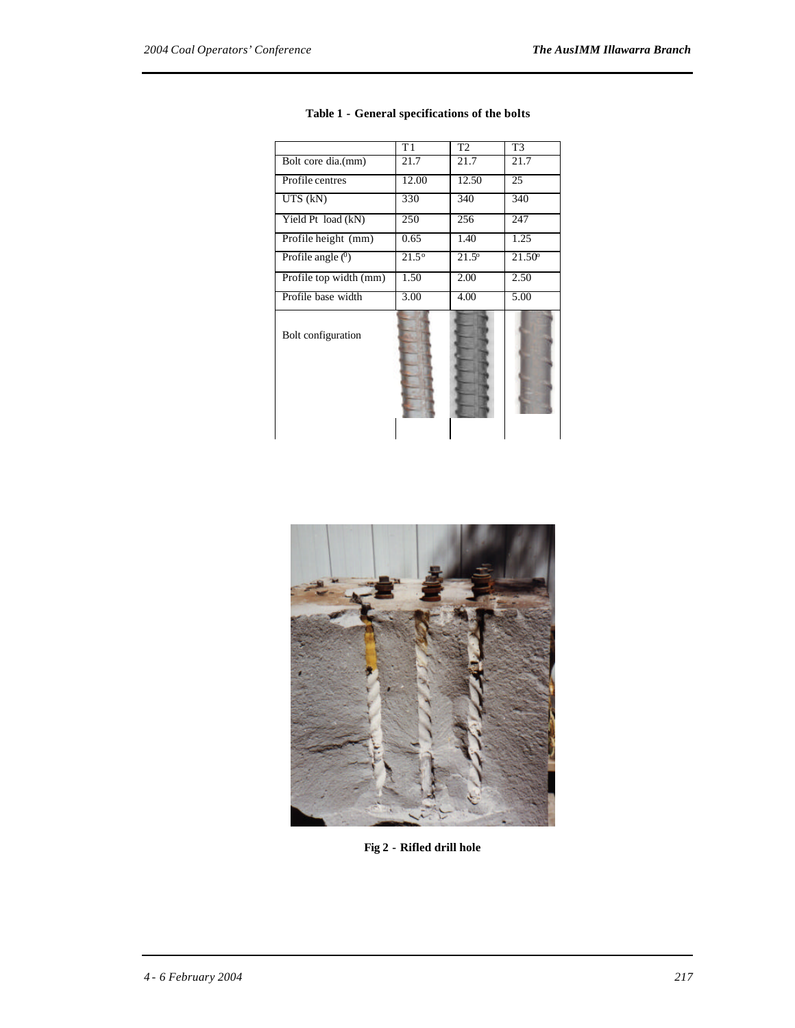**Table 1 - General specifications of the bolts**

| | T1 | T2 | T3 |
|---|---|---|---|
| Bolt core dia.(mm) | 21.7 | 21.7 | 21.7 |
| Profile centres | 12.00 | 12.50 | 25 |
| UTS (kN) | 330 | 340 | 340 |
| Yield Pt load (kN) | 250 | 256 | 247 |
| Profile height (mm) | 0.65 | 1.40 | 1.25 |
| Profile angle ($^0$) | 21.5° | 21.5° | 21.50° |
| Profile top width (mm) | 1.50 | 2.00 | 2.50 |
| Profile base width | 3.00 | 4.00 | 5.00 |
| Bolt configuration | | | |

**Fig 2 - Rifled drill hole**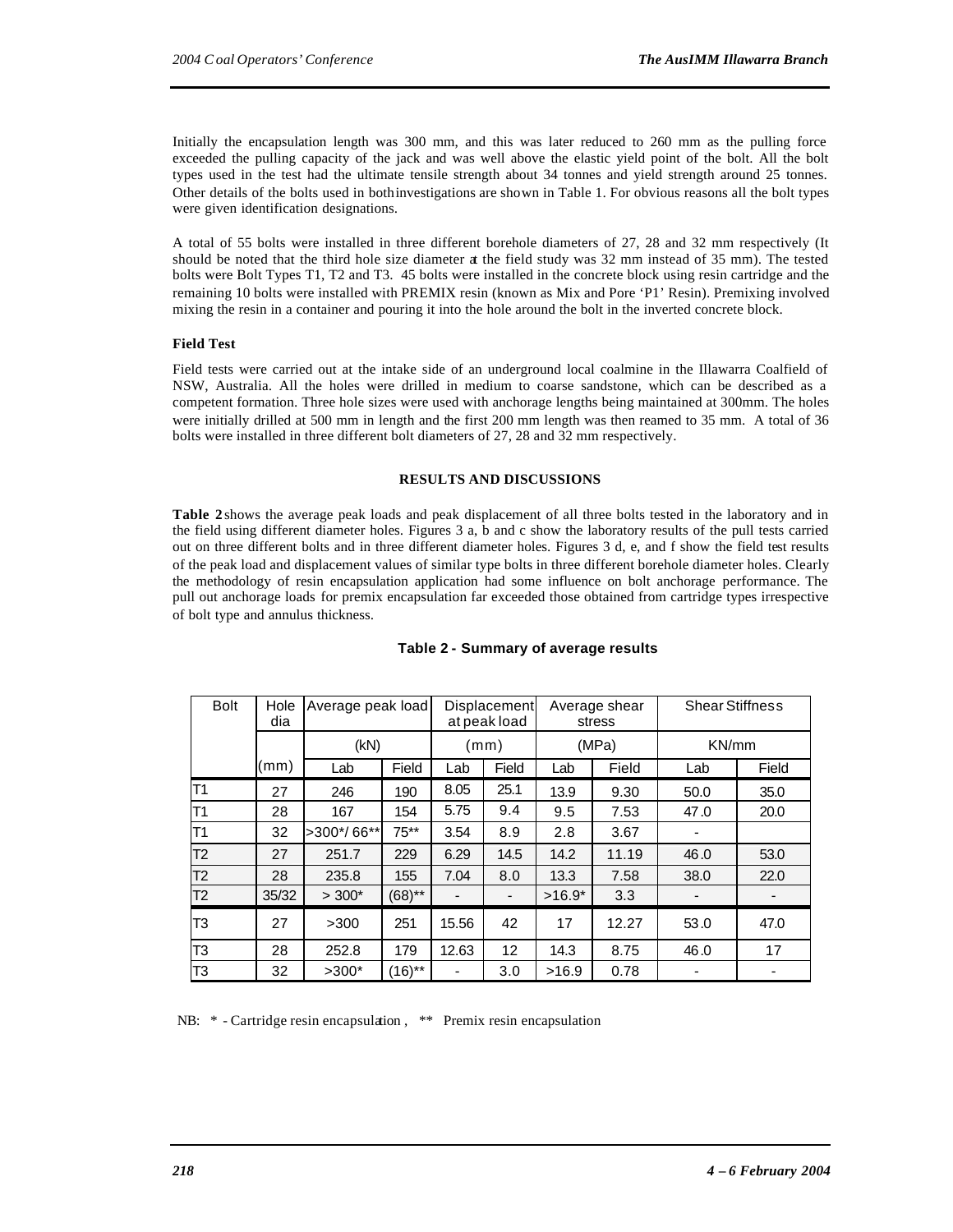Initially the encapsulation length was 300 mm, and this was later reduced to 260 mm as the pulling force exceeded the pulling capacity of the jack and was well above the elastic yield point of the bolt. All the bolt types used in the test had the ultimate tensile strength about 34 tonnes and yield strength around 25 tonnes. Other details of the bolts used in both investigations are shown in Table 1. For obvious reasons all the bolt types were given identification designations.

A total of 55 bolts were installed in three different borehole diameters of 27, 28 and 32 mm respectively (It should be noted that the third hole size diameter at the field study was 32 mm instead of 35 mm). The tested bolts were Bolt Types T1, T2 and T3. 45 bolts were installed in the concrete block using resin cartridge and the remaining 10 bolts were installed with PREMIX resin (known as Mix and Pore 'P1' Resin). Premixing involved mixing the resin in a container and pouring it into the hole around the bolt in the inverted concrete block.

**Field Test**

Field tests were carried out at the intake side of an underground local coalmine in the Illawarra Coalfield of NSW, Australia. All the holes were drilled in medium to coarse sandstone, which can be described as a competent formation. Three hole sizes were used with anchorage lengths being maintained at 300mm. The holes were initially drilled at 500 mm in length and the first 200 mm length was then reamed to 35 mm. A total of 36 bolts were installed in three different bolt diameters of 27, 28 and 32 mm respectively.

## RESULTS AND DISCUSSIONS

**Table 2** shows the average peak loads and peak displacement of all three bolts tested in the laboratory and in the field using different diameter holes. Figures 3 a, b and c show the laboratory results of the pull tests carried out on three different bolts and in three different diameter holes. Figures 3 d, e, and f show the field test results of the peak load and displacement values of similar type bolts in three different borehole diameter holes. Clearly the methodology of resin encapsulation application had some influence on bolt anchorage performance. The pull out anchorage loads for premix encapsulation far exceeded those obtained from cartridge types irrespective of bolt type and annulus thickness.

**Table 2 - Summary of average results**

| Bolt | Hole dia | Average peak load | | Displacement at peak load | | Average shear stress | | Shear Stiffness | |
|---|---|---|---|---|---|---|---|---|---|
| | | (kN) | | (mm) | | (MPa) | | KN/mm | |
| | (mm) | Lab | Field | Lab | Field | Lab | Field | Lab | Field |
| T1 | 27 | 246 | 190 | 8.05 | 25.1 | 13.9 | 9.30 | 50.0 | 35.0 |
| T1 | 28 | 167 | 154 | 5.75 | 9.4 | 9.5 | 7.53 | 47.0 | 20.0 |
| T1 | 32 | >300*/ 66** | 75** | 3.54 | 8.9 | 2.8 | 3.67 | - | |
| T2 | 27 | 251.7 | 229 | 6.29 | 14.5 | 14.2 | 11.19 | 46.0 | 53.0 |
| T2 | 28 | 235.8 | 155 | 7.04 | 8.0 | 13.3 | 7.58 | 38.0 | 22.0 |
| T2 | 35/32 | > 300* | (68)** | - | - | >16.9* | 3.3 | - | - |
| T3 | 27 | >300 | 251 | 15.56 | 42 | 17 | 12.27 | 53.0 | 47.0 |
| T3 | 28 | 252.8 | 179 | 12.63 | 12 | 14.3 | 8.75 | 46.0 | 17 |
| T3 | 32 | >300* | (16)** | - | 3.0 | >16.9 | 0.78 | - | - |

NB: * - Cartridge resin encapsulation , ** Premix resin encapsulation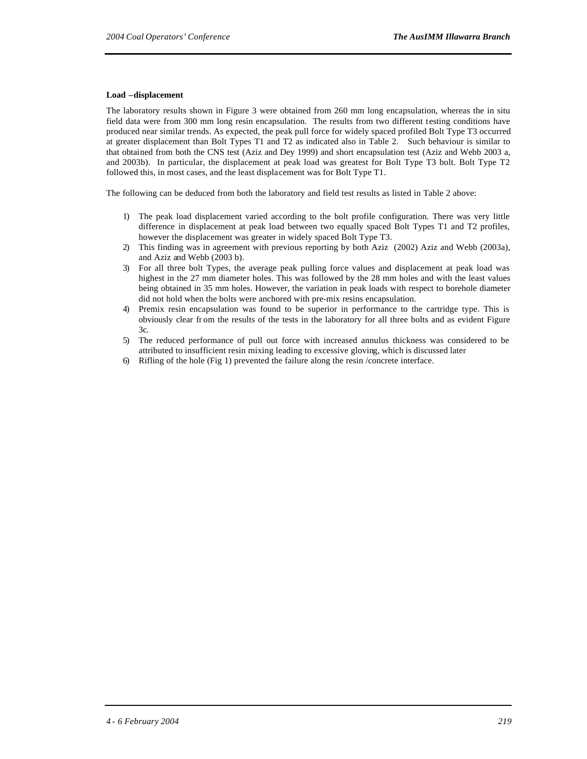**Load – displacement**

The laboratory results shown in Figure 3 were obtained from 260 mm long encapsulation, whereas the in situ field data were from 300 mm long resin encapsulation. The results from two different testing conditions have produced near similar trends. As expected, the peak pull force for widely spaced profiled Bolt Type T3 occurred at greater displacement than Bolt Types T1 and T2 as indicated also in Table 2. Such behaviour is similar to that obtained from both the CNS test (Aziz and Dey 1999) and short encapsulation test (Aziz and Webb 2003 a, and 2003b). In particular, the displacement at peak load was greatest for Bolt Type T3 bolt. Bolt Type T2 followed this, in most cases, and the least displacement was for Bolt Type T1.

The following can be deduced from both the laboratory and field test results as listed in Table 2 above:

1) The peak load displacement varied according to the bolt profile configuration. There was very little difference in displacement at peak load between two equally spaced Bolt Types T1 and T2 profiles, however the displacement was greater in widely spaced Bolt Type T3.
2) This finding was in agreement with previous reporting by both Aziz (2002) Aziz and Webb (2003a), and Aziz and Webb (2003 b).
3) For all three bolt Types, the average peak pulling force values and displacement at peak load was highest in the 27 mm diameter holes. This was followed by the 28 mm holes and with the least values being obtained in 35 mm holes. However, the variation in peak loads with respect to borehole diameter did not hold when the bolts were anchored with pre-mix resins encapsulation.
4) Premix resin encapsulation was found to be superior in performance to the cartridge type. This is obviously clear from the results of the tests in the laboratory for all three bolts and as evident Figure 3c.
5) The reduced performance of pull out force with increased annulus thickness was considered to be attributed to insufficient resin mixing leading to excessive gloving, which is discussed later
6) Rifling of the hole (Fig 1) prevented the failure along the resin /concrete interface.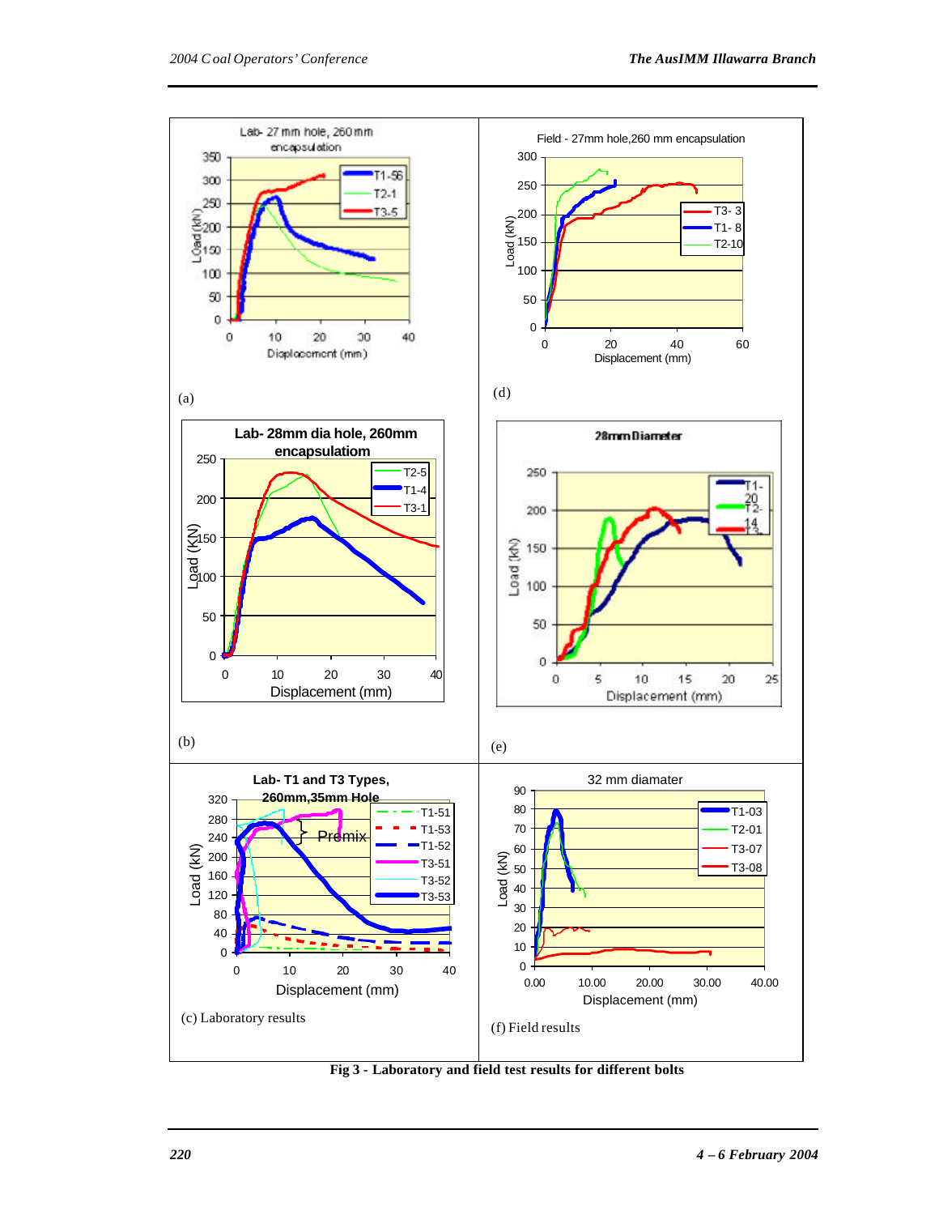(a)

(d)

(b)

(e)

(c) Laboratory results

(f) Field results

**Fig 3 - Laboratory and field test results for different bolts**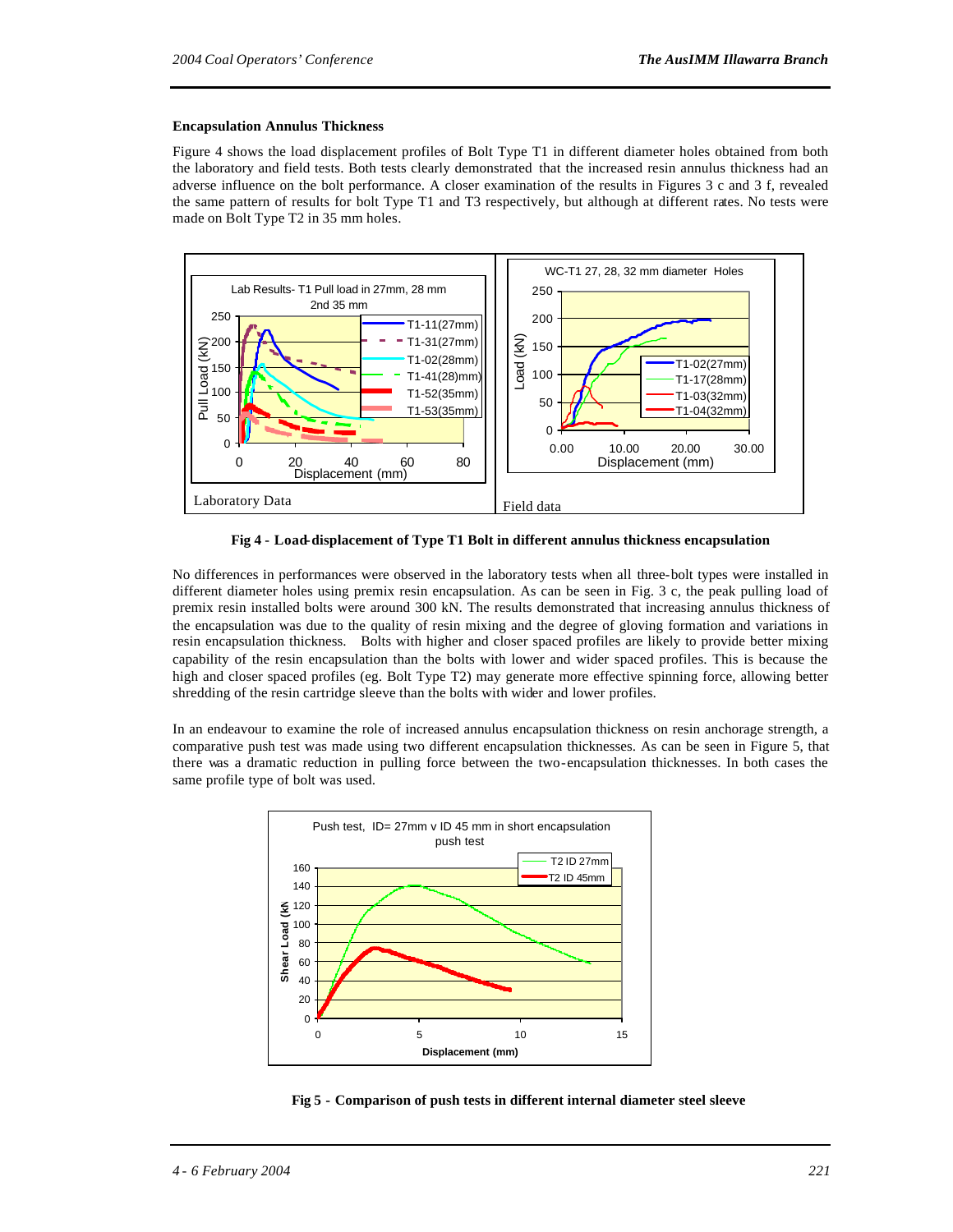**Encapsulation Annulus Thickness**

Figure 4 shows the load displacement profiles of Bolt Type T1 in different diameter holes obtained from both the laboratory and field tests. Both tests clearly demonstrated that the increased resin annulus thickness had an adverse influence on the bolt performance. A closer examination of the results in Figures 3 c and 3 f, revealed the same pattern of results for bolt Type T1 and T3 respectively, but although at different rates. No tests were made on Bolt Type T2 in 35 mm holes.

Laboratory Data

Field data

**Fig 4 - Load-displacement of Type T1 Bolt in different annulus thickness encapsulation**

No differences in performances were observed in the laboratory tests when all three-bolt types were installed in different diameter holes using premix resin encapsulation. As can be seen in Fig. 3 c, the peak pulling load of premix resin installed bolts were around 300 kN. The results demonstrated that increasing annulus thickness of the encapsulation was due to the quality of resin mixing and the degree of gloving formation and variations in resin encapsulation thickness. Bolts with higher and closer spaced profiles are likely to provide better mixing capability of the resin encapsulation than the bolts with lower and wider spaced profiles. This is because the high and closer spaced profiles (eg. Bolt Type T2) may generate more effective spinning force, allowing better shredding of the resin cartridge sleeve than the bolts with wider and lower profiles.

In an endeavour to examine the role of increased annulus encapsulation thickness on resin anchorage strength, a comparative push test was made using two different encapsulation thicknesses. As can be seen in Figure 5, that there was a dramatic reduction in pulling force between the two-encapsulation thicknesses. In both cases the same profile type of bolt was used.

**Fig 5 - Comparison of push tests in different internal diameter steel sleeve**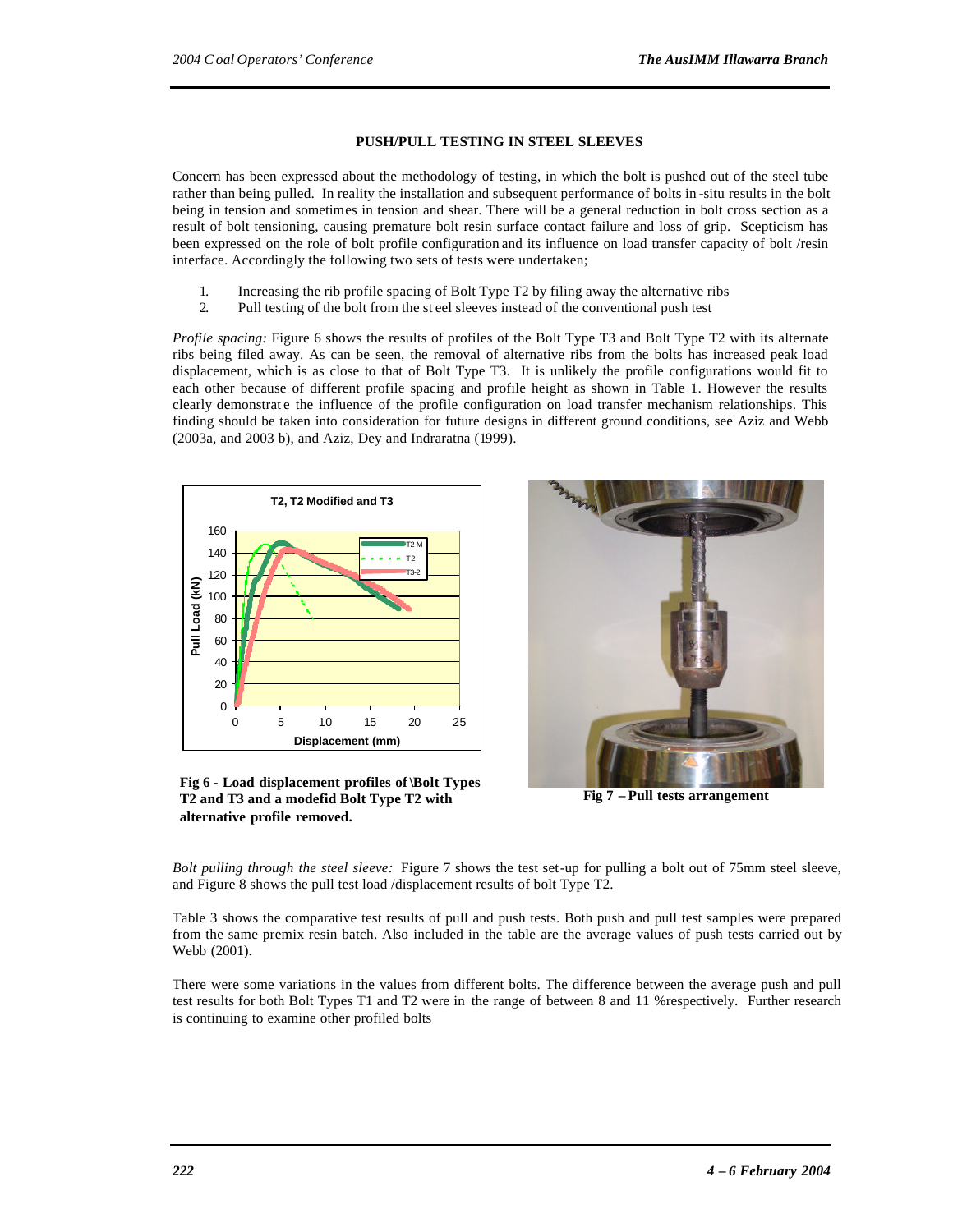## PUSH/PULL TESTING IN STEEL SLEEVES

Concern has been expressed about the methodology of testing, in which the bolt is pushed out of the steel tube rather than being pulled. In reality the installation and subsequent performance of bolts in-situ results in the bolt being in tension and sometimes in tension and shear. There will be a general reduction in bolt cross section as a result of bolt tensioning, causing premature bolt resin surface contact failure and loss of grip. Scepticism has been expressed on the role of bolt profile configuration and its influence on load transfer capacity of bolt /resin interface. Accordingly the following two sets of tests were undertaken;

1. Increasing the rib profile spacing of Bolt Type T2 by filing away the alternative ribs
2. Pull testing of the bolt from the steel sleeves instead of the conventional push test

*Profile spacing:* Figure 6 shows the results of profiles of the Bolt Type T3 and Bolt Type T2 with its alternate ribs being filed away. As can be seen, the removal of alternative ribs from the bolts has increased peak load displacement, which is as close to that of Bolt Type T3. It is unlikely the profile configurations would fit to each other because of different profile spacing and profile height as shown in Table 1. However the results clearly demonstrate the influence of the profile configuration on load transfer mechanism relationships. This finding should be taken into consideration for future designs in different ground conditions, see Aziz and Webb (2003a, and 2003 b), and Aziz, Dey and Indraratna (1999).

**Fig 6 - Load displacement profiles of Bolt Types T2 and T3 and a modefid Bolt Type T2 with alternative profile removed.**

**Fig 7 – Pull tests arrangement**

*Bolt pulling through the steel sleeve:* Figure 7 shows the test set-up for pulling a bolt out of 75mm steel sleeve, and Figure 8 shows the pull test load /displacement results of bolt Type T2.

Table 3 shows the comparative test results of pull and push tests. Both push and pull test samples were prepared from the same premix resin batch. Also included in the table are the average values of push tests carried out by Webb (2001).

There were some variations in the values from different bolts. The difference between the average push and pull test results for both Bolt Types T1 and T2 were in the range of between 8 and 11 %respectively. Further research is continuing to examine other profiled bolts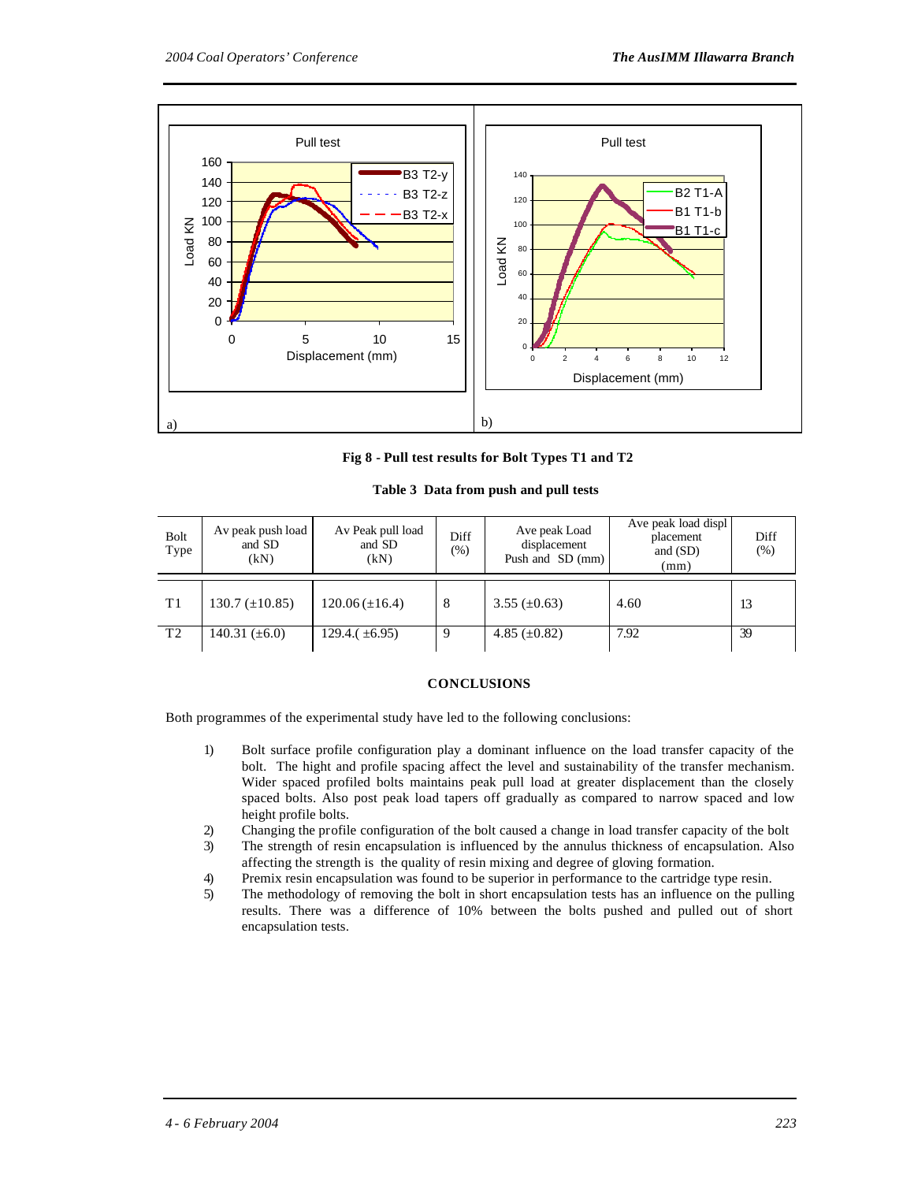Fig 8 - Pull test results for Bolt Types T1 and T2

**Table 3 Data from push and pull tests**

| Bolt Type | Av peak push load and SD (kN) | Av Peak pull load and SD (kN) | Diff (%) | Ave peak Load displacement Push and SD (mm) | Ave peak load displ placement and (SD) (mm) | Diff (%) |
|---|---|---|---|---|---|---|
| T1 | 130.7 (±10.85) | 120.06 (±16.4) | 8 | 3.55 (±0.63) | 4.60 | 13 |
| T2 | 140.31 (±6.0) | 129.4.( ±6.95) | 9 | 4.85 (±0.82) | 7.92 | 39 |

## CONCLUSIONS

Both programmes of the experimental study have led to the following conclusions:

1) Bolt surface profile configuration play a dominant influence on the load transfer capacity of the bolt. The hight and profile spacing affect the level and sustainability of the transfer mechanism. Wider spaced profiled bolts maintains peak pull load at greater displacement than the closely spaced bolts. Also post peak load tapers off gradually as compared to narrow spaced and low height profile bolts.
2) Changing the profile configuration of the bolt caused a change in load transfer capacity of the bolt
3) The strength of resin encapsulation is influenced by the annulus thickness of encapsulation. Also affecting the strength is the quality of resin mixing and degree of gloving formation.
4) Premix resin encapsulation was found to be superior in performance to the cartridge type resin.
5) The methodology of removing the bolt in short encapsulation tests has an influence on the pulling results. There was a difference of 10% between the bolts pushed and pulled out of short encapsulation tests.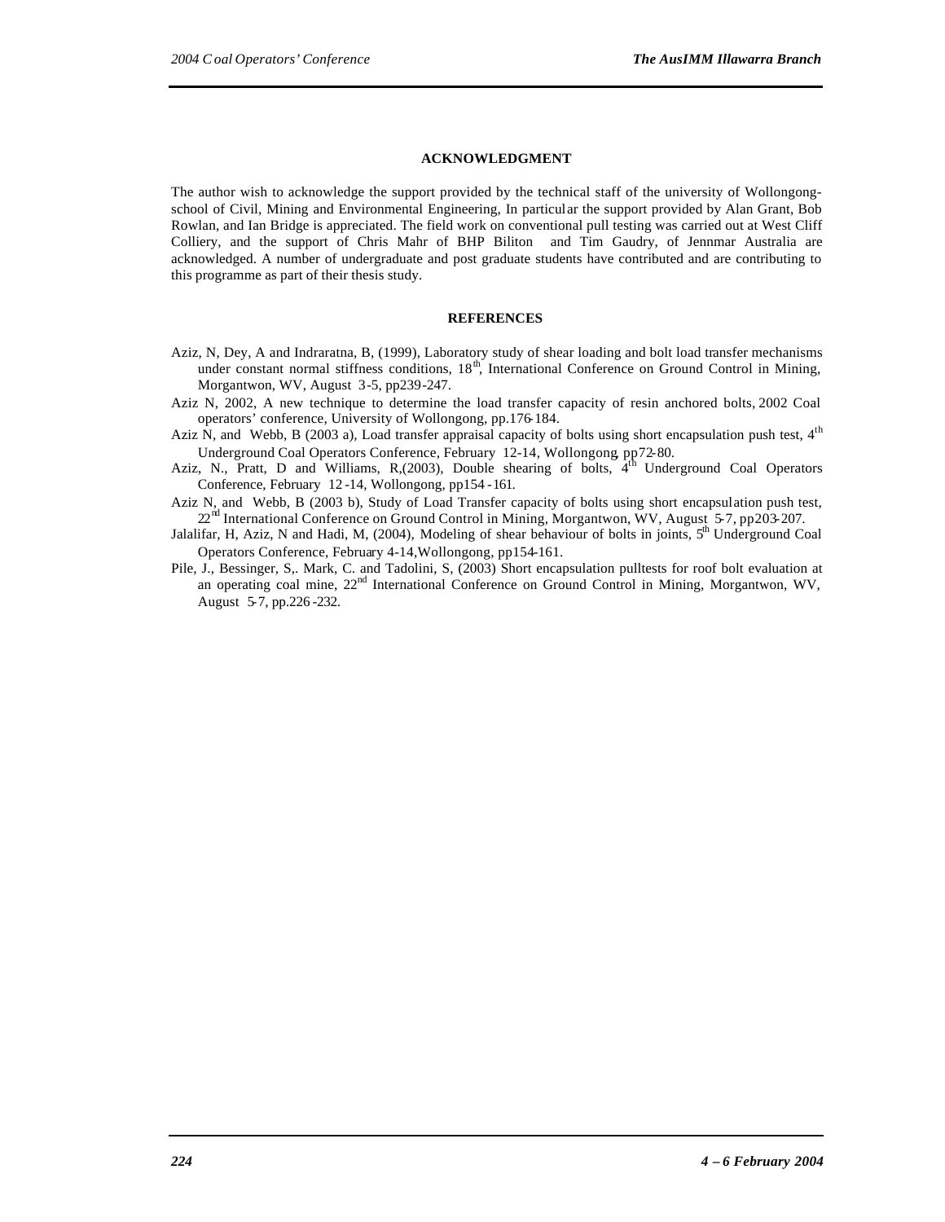## ACKNOWLEDGMENT

The author wish to acknowledge the support provided by the technical staff of the university of Wollongong-school of Civil, Mining and Environmental Engineering, In particular the support provided by Alan Grant, Bob Rowlan, and Ian Bridge is appreciated. The field work on conventional pull testing was carried out at West Cliff Colliery, and the support of Chris Mahr of BHP Biliton and Tim Gaudry, of Jennmar Australia are acknowledged. A number of undergraduate and post graduate students have contributed and are contributing to this programme as part of their thesis study.

## REFERENCES

Aziz, N, Dey, A and Indraratna, B, (1999), Laboratory study of shear loading and bolt load transfer mechanisms under constant normal stiffness conditions, 18th, International Conference on Ground Control in Mining, Morgantwon, WV, August 3-5, pp239-247.

Aziz N, 2002, A new technique to determine the load transfer capacity of resin anchored bolts, 2002 Coal operators' conference, University of Wollongong, pp.176-184.

Aziz N, and Webb, B (2003 a), Load transfer appraisal capacity of bolts using short encapsulation push test, 4th Underground Coal Operators Conference, February 12-14, Wollongong, pp72-80.

Aziz, N., Pratt, D and Williams, R,(2003), Double shearing of bolts, 4th Underground Coal Operators Conference, February 12-14, Wollongong, pp154-161.

Aziz N, and Webb, B (2003 b), Study of Load Transfer capacity of bolts using short encapsulation push test, 22nd International Conference on Ground Control in Mining, Morgantwon, WV, August 5-7, pp203-207.

Jalalifar, H, Aziz, N and Hadi, M, (2004), Modeling of shear behaviour of bolts in joints, 5th Underground Coal Operators Conference, February 4-14,Wollongong, pp154-161.

Pile, J., Bessinger, S,. Mark, C. and Tadolini, S, (2003) Short encapsulation pulltests for roof bolt evaluation at an operating coal mine, 22nd International Conference on Ground Control in Mining, Morgantwon, WV, August 5-7, pp.226-232.